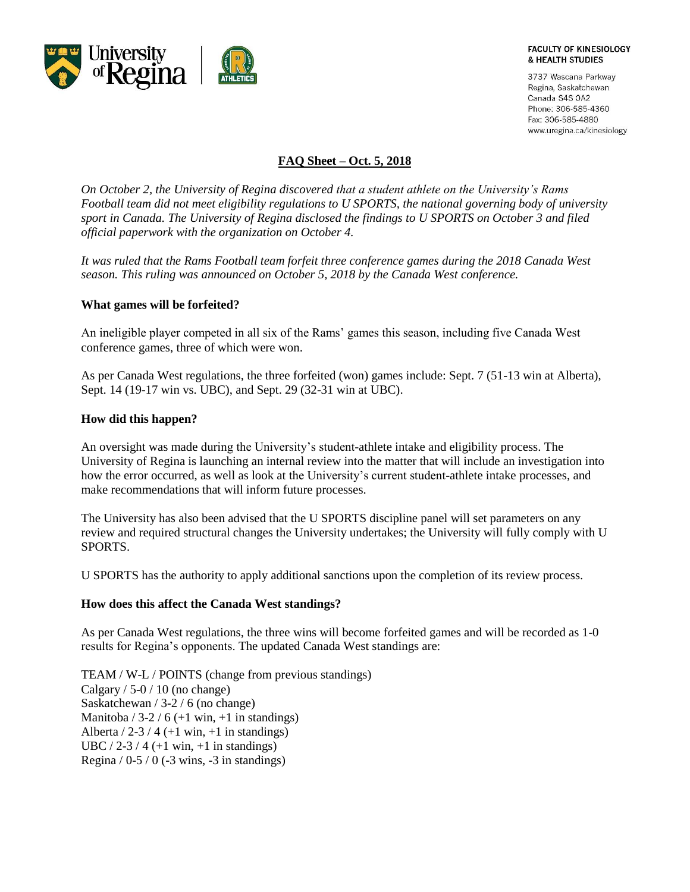FACULTY OF KINESIOLOGY & HEALTH STUDIES

3737 Wascana Parkway
Regina, Saskatchewan
Canada S4S 0A2
Phone: 306-585-4360
Fax: 306-585-4880
www.uregina.ca/kinesiology

# FAQ Sheet – Oct. 5, 2018

*On October 2, the University of Regina discovered that a student athlete on the University's Rams Football team did not meet eligibility regulations to U SPORTS, the national governing body of university sport in Canada. The University of Regina disclosed the findings to U SPORTS on October 3 and filed official paperwork with the organization on October 4.*

*It was ruled that the Rams Football team forfeit three conference games during the 2018 Canada West season. This ruling was announced on October 5, 2018 by the Canada West conference.*

### What games will be forfeited?

An ineligible player competed in all six of the Rams' games this season, including five Canada West conference games, three of which were won.

As per Canada West regulations, the three forfeited (won) games include: Sept. 7 (51-13 win at Alberta), Sept. 14 (19-17 win vs. UBC), and Sept. 29 (32-31 win at UBC).

### How did this happen?

An oversight was made during the University's student-athlete intake and eligibility process. The University of Regina is launching an internal review into the matter that will include an investigation into how the error occurred, as well as look at the University's current student-athlete intake processes, and make recommendations that will inform future processes.

The University has also been advised that the U SPORTS discipline panel will set parameters on any review and required structural changes the University undertakes; the University will fully comply with U SPORTS.

U SPORTS has the authority to apply additional sanctions upon the completion of its review process.

### How does this affect the Canada West standings?

As per Canada West regulations, the three wins will become forfeited games and will be recorded as 1-0 results for Regina's opponents. The updated Canada West standings are:

TEAM / W-L / POINTS (change from previous standings)
Calgary / 5-0 / 10 (no change)
Saskatchewan / 3-2 / 6 (no change)
Manitoba / 3-2 / 6 (+1 win, +1 in standings)
Alberta / 2-3 / 4 (+1 win, +1 in standings)
UBC / 2-3 / 4 (+1 win, +1 in standings)
Regina / 0-5 / 0 (-3 wins, -3 in standings)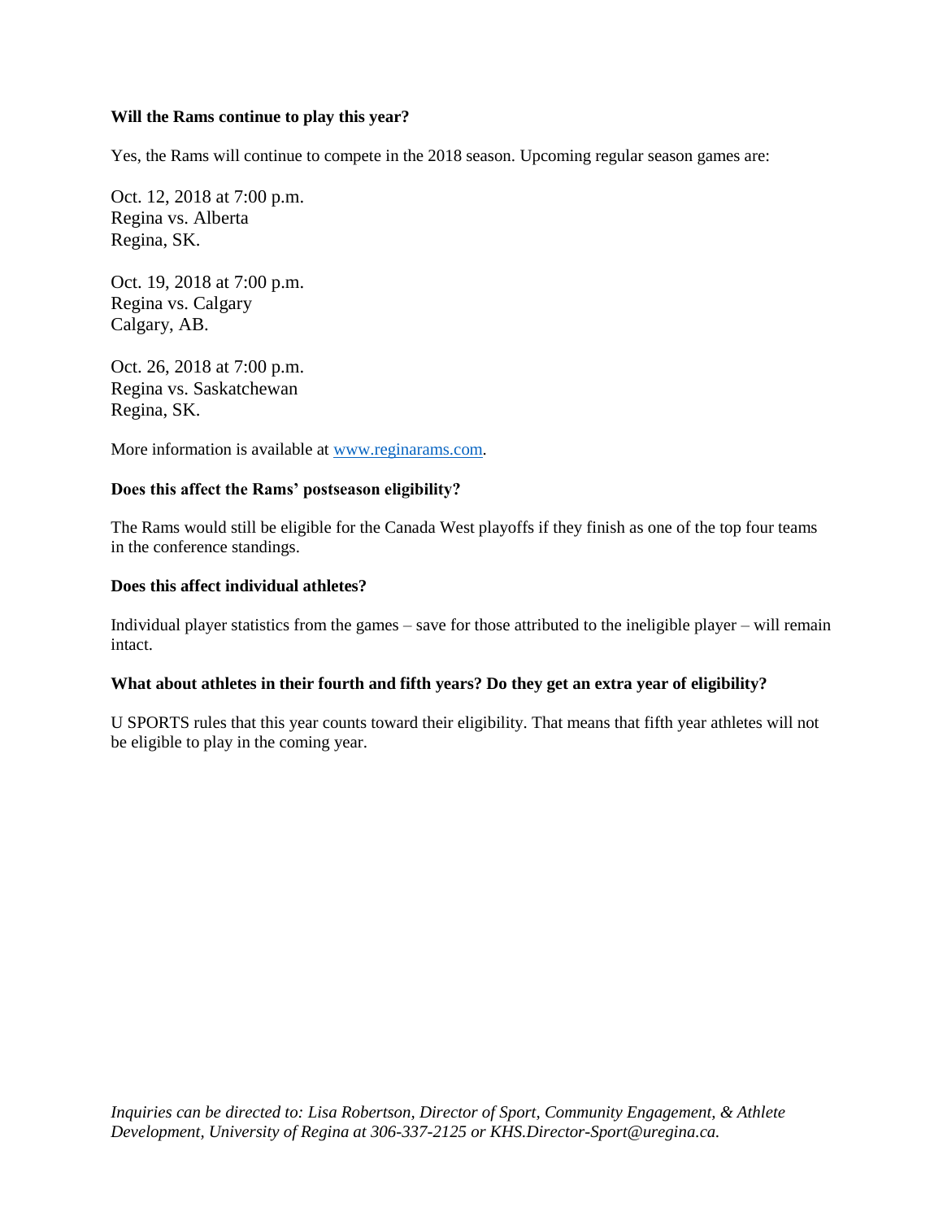**Will the Rams continue to play this year?**

Yes, the Rams will continue to compete in the 2018 season. Upcoming regular season games are:

Oct. 12, 2018 at 7:00 p.m.
Regina vs. Alberta
Regina, SK.

Oct. 19, 2018 at 7:00 p.m.
Regina vs. Calgary
Calgary, AB.

Oct. 26, 2018 at 7:00 p.m.
Regina vs. Saskatchewan
Regina, SK.

More information is available at [www.reginarams.com](www.reginarams.com).

**Does this affect the Rams' postseason eligibility?**

The Rams would still be eligible for the Canada West playoffs if they finish as one of the top four teams in the conference standings.

**Does this affect individual athletes?**

Individual player statistics from the games – save for those attributed to the ineligible player – will remain intact.

**What about athletes in their fourth and fifth years? Do they get an extra year of eligibility?**

U SPORTS rules that this year counts toward their eligibility. That means that fifth year athletes will not be eligible to play in the coming year.

*Inquiries can be directed to: Lisa Robertson, Director of Sport, Community Engagement, & Athlete Development, University of Regina at 306-337-2125 or KHS.Director-Sport@uregina.ca.*